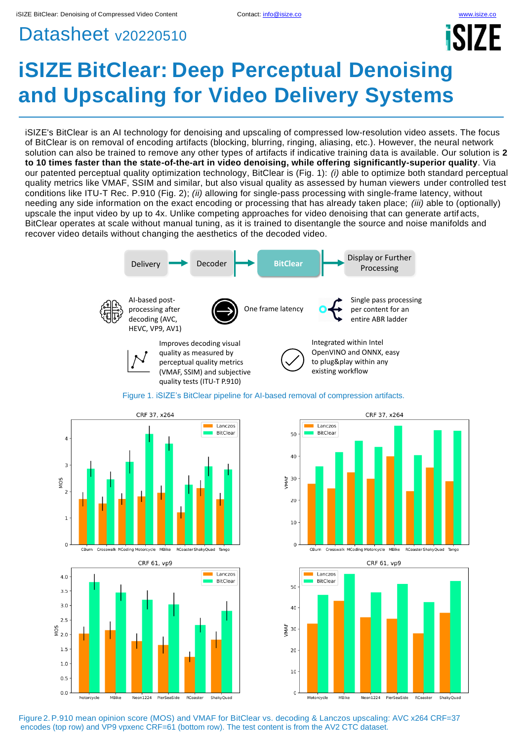# Datasheet v20220510

# iSIZE BitClear: Deep Perceptual Denoising and Upscaling for Video Delivery Systems

iSIZE's BitClear is an AI technology for denoising and upscaling of compressed low-resolution video assets. The focus of BitClear is on removal of encoding artifacts (blocking, blurring, ringing, aliasing, etc.). However, the neural network solution can also be trained to remove any other types of artifacts if indicative training data is available. Our solution is **2 to 10 times faster than the state-of-the-art in video denoising, while offering significantly-superior quality**. Via our patented perceptual quality optimization technology, BitClear is (Fig. 1): *(i)* able to optimize both standard perceptual quality metrics like VMAF, SSIM and similar, but also visual quality as assessed by human viewers under controlled test conditions like ITU-T Rec. P.910 (Fig. 2); *(ii)* allowing for single-pass processing with single-frame latency, without needing any side information on the exact encoding or processing that has already taken place; *(iii)* able to (optionally) upscale the input video by up to 4x. Unlike competing approaches for video denoising that can generate artifacts, BitClear operates at scale without manual tuning, as it is trained to disentangle the source and noise manifolds and recover video details without changing the aesthetics of the decoded video.

Delivery → Decoder → BitClear → Display or Further Processing

- AI-based post-processing after decoding (AVC, HEVC, VP9, AV1)
- One frame latency
- Single pass processing per content for an entire ABR ladder
- Improves decoding visual quality as measured by perceptual quality metrics (VMAF, SSIM) and subjective quality tests (ITU-T P.910)
- Integrated within Intel OpenVINO and ONNX, easy to plug&play within any existing workflow

Figure 1. iSIZE's BitClear pipeline for AI-based removal of compression artifacts.

Figure 2. P.910 mean opinion score (MOS) and VMAF for BitClear vs. decoding & Lanczos upscaling: AVC x264 CRF=37 encodes (top row) and VP9 vpxenc CRF=61 (bottom row). The test content is from the AV2 CTC dataset.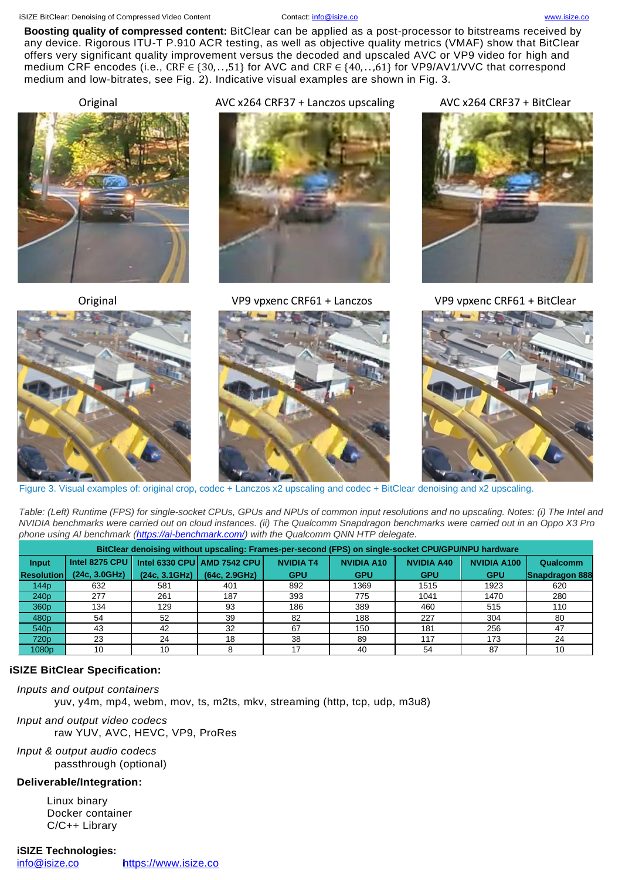**Boosting quality of compressed content:** BitClear can be applied as a post-processor to bitstreams received by any device. Rigorous ITU-T P.910 ACR testing, as well as objective quality metrics (VMAF) show that BitClear offers very significant quality improvement versus the decoded and upscaled AVC or VP9 video for high and medium CRF encodes (i.e., $\mathrm{CRF} \in \{30,..,51\}$ for AVC and $\mathrm{CRF} \in \{40,..,61\}$ for VP9/AV1/VVC that correspond medium and low-bitrates, see Fig. 2). Indicative visual examples are shown in Fig. 3.

Original | AVC x264 CRF37 + Lanczos upscaling | AVC x264 CRF37 + BitClear

Original | VP9 vpxenc CRF61 + Lanczos | VP9 vpxenc CRF61 + BitClear

Figure 3. Visual examples of: original crop, codec + Lanczos x2 upscaling and codec + BitClear denoising and x2 upscaling.

*Table: (Left) Runtime (FPS) for single-socket CPUs, GPUs and NPUs of common input resolutions and no upscaling. Notes: (i) The Intel and NVIDIA benchmarks were carried out on cloud instances. (ii) The Qualcomm Snapdragon benchmarks were carried out in an Oppo X3 Pro phone using AI benchmark (https://ai-benchmark.com/) with the Qualcomm QNN HTP delegate.*

| BitClear denoising without upscaling: Frames-per-second (FPS) on single-socket CPU/GPU/NPU hardware | | | | | | | | |
|---|---|---|---|---|---|---|---|---|
| Input Resolution | Intel 8275 CPU (24c, 3.0GHz) | Intel 6330 CPU (24c, 3.1GHz) | AMD 7542 CPU (64c, 2.9GHz) | NVIDIA T4 GPU | NVIDIA A10 GPU | NVIDIA A40 GPU | NVIDIA A100 GPU | Qualcomm Snapdragon 888 |
| 144p | 632 | 581 | 401 | 892 | 1369 | 1515 | 1923 | 620 |
| 240p | 277 | 261 | 187 | 393 | 775 | 1041 | 1470 | 280 |
| 360p | 134 | 129 | 93 | 186 | 389 | 460 | 515 | 110 |
| 480p | 54 | 52 | 39 | 82 | 188 | 227 | 304 | 80 |
| 540p | 43 | 42 | 32 | 67 | 150 | 181 | 256 | 47 |
| 720p | 23 | 24 | 18 | 38 | 89 | 117 | 173 | 24 |
| 1080p | 10 | 10 | 8 | 17 | 40 | 54 | 87 | 10 |

**iSIZE BitClear Specification:**

*Inputs and output containers*

yuv, y4m, mp4, webm, mov, ts, m2ts, mkv, streaming (http, tcp, udp, m3u8)

*Input and output video codecs*

raw YUV, AVC, HEVC, VP9, ProRes

*Input & output audio codecs*

passthrough (optional)

**Deliverable/Integration:**

Linux binary
Docker container
C/C++ Library

**iSIZE Technologies:**
info@isize.co https://www.isize.co